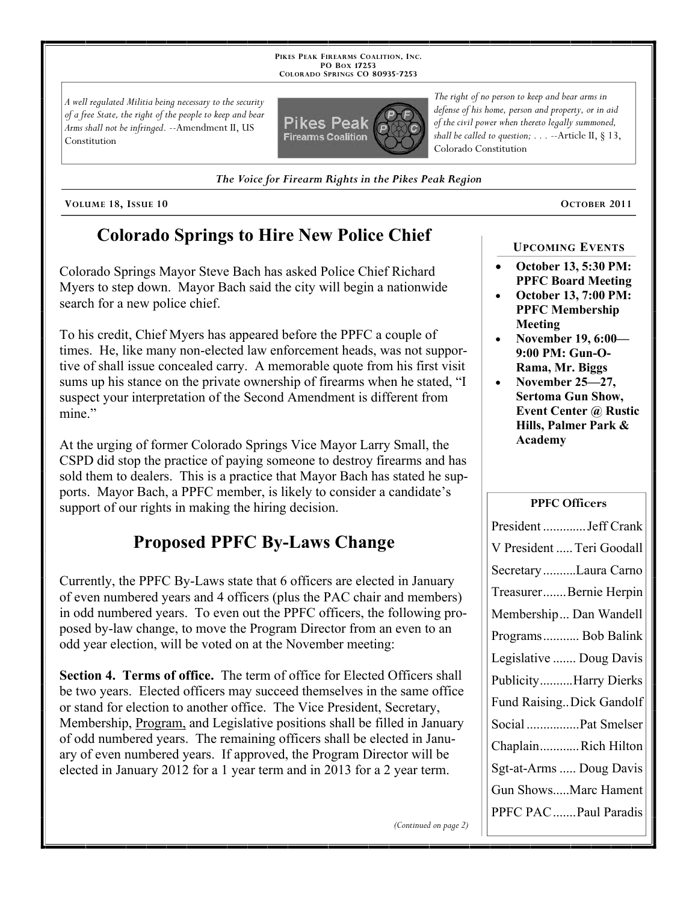PIKES PEAK FIREARMS COALITION, INC.
PO BOX 17253
COLORADO SPRINGS CO 80935-7253

*A well regulated Militia being necessary to the security of a free State, the right of the people to keep and bear Arms shall not be infringed.* --Amendment II, US Constitution

*The right of no person to keep and bear arms in defense of his home, person and property, or in aid of the civil power when thereto legally summoned, shall be called to question; . . .* --Article II, § 13, Colorado Constitution

***The Voice for Firearm Rights in the Pikes Peak Region***

VOLUME 18, ISSUE 10 — OCTOBER 2011

# Colorado Springs to Hire New Police Chief

Colorado Springs Mayor Steve Bach has asked Police Chief Richard Myers to step down. Mayor Bach said the city will begin a nationwide search for a new police chief.

To his credit, Chief Myers has appeared before the PPFC a couple of times. He, like many non-elected law enforcement heads, was not supportive of shall issue concealed carry. A memorable quote from his first visit sums up his stance on the private ownership of firearms when he stated, "I suspect your interpretation of the Second Amendment is different from mine."

At the urging of former Colorado Springs Vice Mayor Larry Small, the CSPD did stop the practice of paying someone to destroy firearms and has sold them to dealers. This is a practice that Mayor Bach has stated he supports. Mayor Bach, a PPFC member, is likely to consider a candidate's support of our rights in making the hiring decision.

# Proposed PPFC By-Laws Change

Currently, the PPFC By-Laws state that 6 officers are elected in January of even numbered years and 4 officers (plus the PAC chair and members) in odd numbered years. To even out the PPFC officers, the following proposed by-law change, to move the Program Director from an even to an odd year election, will be voted on at the November meeting:

**Section 4. Terms of office.** The term of office for Elected Officers shall be two years. Elected officers may succeed themselves in the same office or stand for election to another office. The Vice President, Secretary, Membership, Program, and Legislative positions shall be filled in January of odd numbered years. The remaining officers shall be elected in January of even numbered years. If approved, the Program Director will be elected in January 2012 for a 1 year term and in 2013 for a 2 year term.

*(Continued on page 2)*

## UPCOMING EVENTS

- **October 13, 5:30 PM: PPFC Board Meeting**
- **October 13, 7:00 PM: PPFC Membership Meeting**
- **November 19, 6:00—9:00 PM: Gun-O-Rama, Mr. Biggs**
- **November 25—27, Sertoma Gun Show, Event Center @ Rustic Hills, Palmer Park & Academy**

## PPFC Officers

| Office | Name |
|---|---|
| President | Jeff Crank |
| V President | Teri Goodall |
| Secretary | Laura Carno |
| Treasurer | Bernie Herpin |
| Membership | Dan Wandell |
| Programs | Bob Balink |
| Legislative | Doug Davis |
| Publicity | Harry Dierks |
| Fund Raising | Dick Gandolf |
| Social | Pat Smelser |
| Chaplain | Rich Hilton |
| Sgt-at-Arms | Doug Davis |
| Gun Shows | Marc Hament |
| PPFC PAC | Paul Paradis |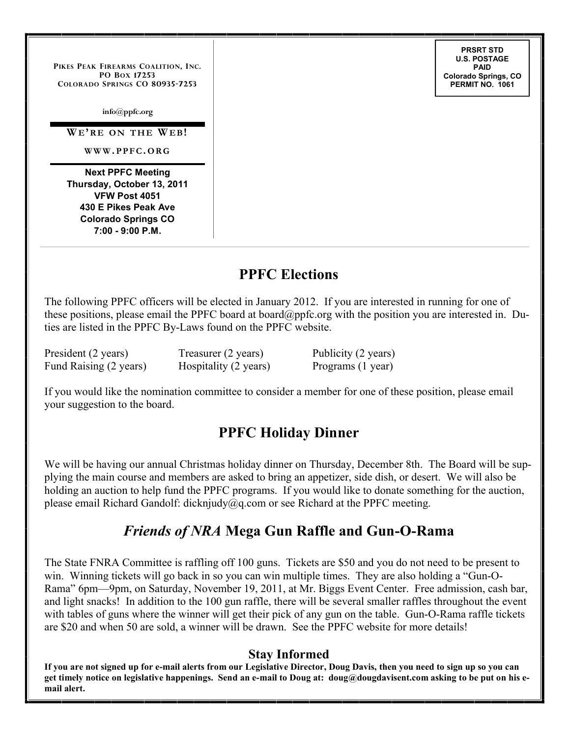PIKES PEAK FIREARMS COALITION, INC.
PO BOX 17253
COLORADO SPRINGS CO 80935-7253

info@ppfc.org

**WE'RE ON THE WEB!**

**WWW.PPFC.ORG**

**Next PPFC Meeting**
**Thursday, October 13, 2011**
**VFW Post 4051**
**430 E Pikes Peak Ave**
**Colorado Springs CO**
**7:00 - 9:00 P.M.**

**PRSRT STD**
**U.S. POSTAGE**
**PAID**
**Colorado Springs, CO**
**PERMIT NO. 1061**

## PPFC Elections

The following PPFC officers will be elected in January 2012. If you are interested in running for one of these positions, please email the PPFC board at board@ppfc.org with the position you are interested in. Duties are listed in the PPFC By-Laws found on the PPFC website.

| | | |
|---|---|---|
| President (2 years) | Treasurer (2 years) | Publicity (2 years) |
| Fund Raising (2 years) | Hospitality (2 years) | Programs (1 year) |

If you would like the nomination committee to consider a member for one of these position, please email your suggestion to the board.

## PPFC Holiday Dinner

We will be having our annual Christmas holiday dinner on Thursday, December 8th. The Board will be supplying the main course and members are asked to bring an appetizer, side dish, or desert. We will also be holding an auction to help fund the PPFC programs. If you would like to donate something for the auction, please email Richard Gandolf: dicknjudy@q.com or see Richard at the PPFC meeting.

## *Friends of NRA* Mega Gun Raffle and Gun-O-Rama

The State FNRA Committee is raffling off 100 guns. Tickets are $50 and you do not need to be present to win. Winning tickets will go back in so you can win multiple times. They are also holding a "Gun-O-Rama" 6pm—9pm, on Saturday, November 19, 2011, at Mr. Biggs Event Center. Free admission, cash bar, and light snacks! In addition to the 100 gun raffle, there will be several smaller raffles throughout the event with tables of guns where the winner will get their pick of any gun on the table. Gun-O-Rama raffle tickets are $20 and when 50 are sold, a winner will be drawn. See the PPFC website for more details!

### Stay Informed

**If you are not signed up for e-mail alerts from our Legislative Director, Doug Davis, then you need to sign up so you can get timely notice on legislative happenings. Send an e-mail to Doug at: doug@dougdavisent.com asking to be put on his e-mail alert.**